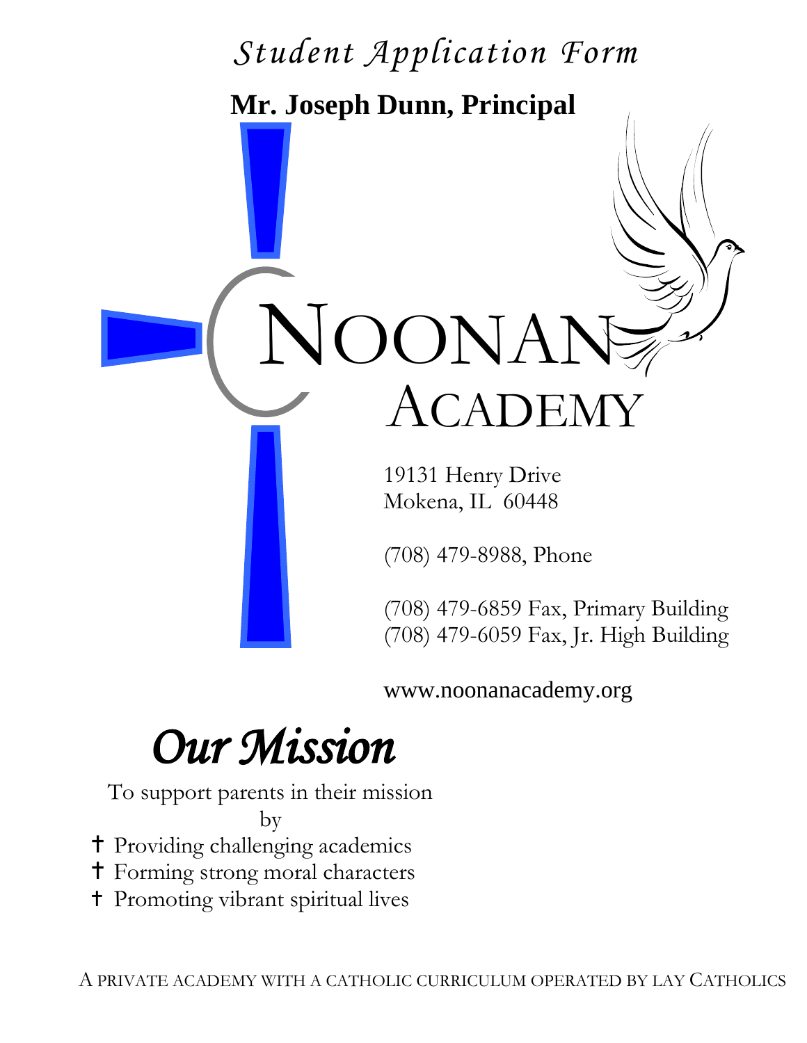# *Student Application Form*

**Mr. Joseph Dunn, Principal**

# NOONAN ACADEMY

19131 Henry Drive
Mokena, IL 60448

(708) 479-8988, Phone

(708) 479-6859 Fax, Primary Building
(708) 479-6059 Fax, Jr. High Building

www.noonanacademy.org

## *Our Mission*

To support parents in their mission
by

- ✝ Providing challenging academics
- ✝ Forming strong moral characters
- ✝ Promoting vibrant spiritual lives

A PRIVATE ACADEMY WITH A CATHOLIC CURRICULUM OPERATED BY LAY CATHOLICS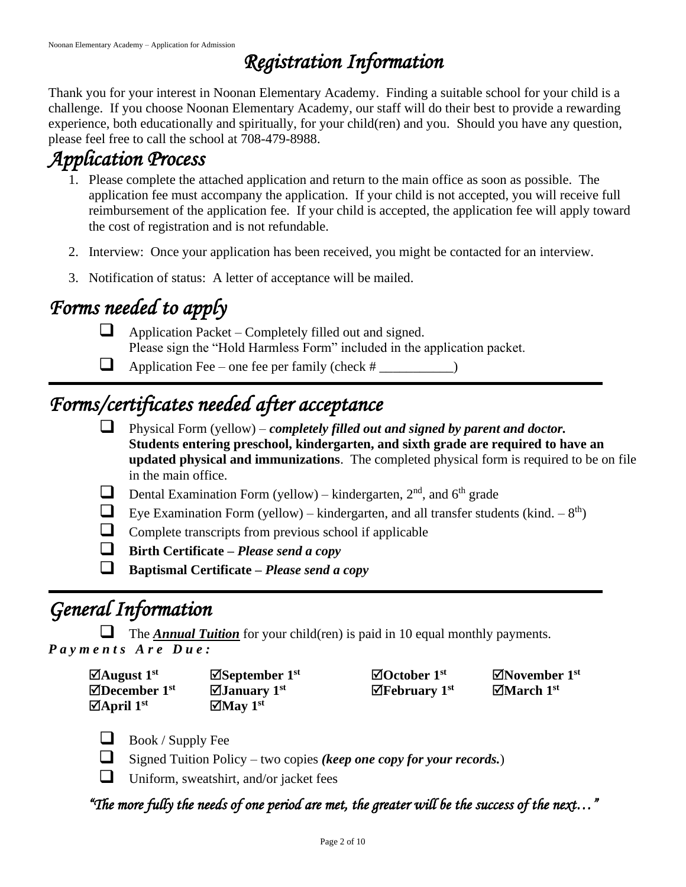# Registration Information

Thank you for your interest in Noonan Elementary Academy. Finding a suitable school for your child is a challenge. If you choose Noonan Elementary Academy, our staff will do their best to provide a rewarding experience, both educationally and spiritually, for your child(ren) and you. Should you have any question, please feel free to call the school at 708-479-8988.

## Application Process

1. Please complete the attached application and return to the main office as soon as possible. The application fee must accompany the application. If your child is not accepted, you will receive full reimbursement of the application fee. If your child is accepted, the application fee will apply toward the cost of registration and is not refundable.
2. Interview: Once your application has been received, you might be contacted for an interview.
3. Notification of status: A letter of acceptance will be mailed.

## Forms needed to apply

- ☐ Application Packet – Completely filled out and signed.
  Please sign the "Hold Harmless Form" included in the application packet.
- ☐ Application Fee – one fee per family (check # ___________)

---

## Forms/certificates needed after acceptance

- ☐ Physical Form (yellow) – ***completely filled out and signed by parent and doctor.*** **Students entering preschool, kindergarten, and sixth grade are required to have an updated physical and immunizations**. The completed physical form is required to be on file in the main office.
- ☐ Dental Examination Form (yellow) – kindergarten, 2nd, and 6th grade
- ☐ Eye Examination Form (yellow) – kindergarten, and all transfer students (kind. – 8th)
- ☐ Complete transcripts from previous school if applicable
- ☐ **Birth Certificate – *Please send a copy***
- ☐ **Baptismal Certificate – *Please send a copy***

---

## General Information

- ☐ The ***Annual Tuition*** for your child(ren) is paid in 10 equal monthly payments.

***P a y m e n t s  A r e  D u e :***

| | | | |
|---|---|---|---|
| **☑August 1st** | **☑September 1st** | **☑October 1st** | **☑November 1st** |
| **☑December 1st** | **☑January 1st** | **☑February 1st** | **☑March 1st** |
| **☑April 1st** | **☑May 1st** | | |

- ☐ Book / Supply Fee
- ☐ Signed Tuition Policy – two copies ***(keep one copy for your records.***)
- ☐ Uniform, sweatshirt, and/or jacket fees

*"The more fully the needs of one period are met, the greater will be the success of the next…"*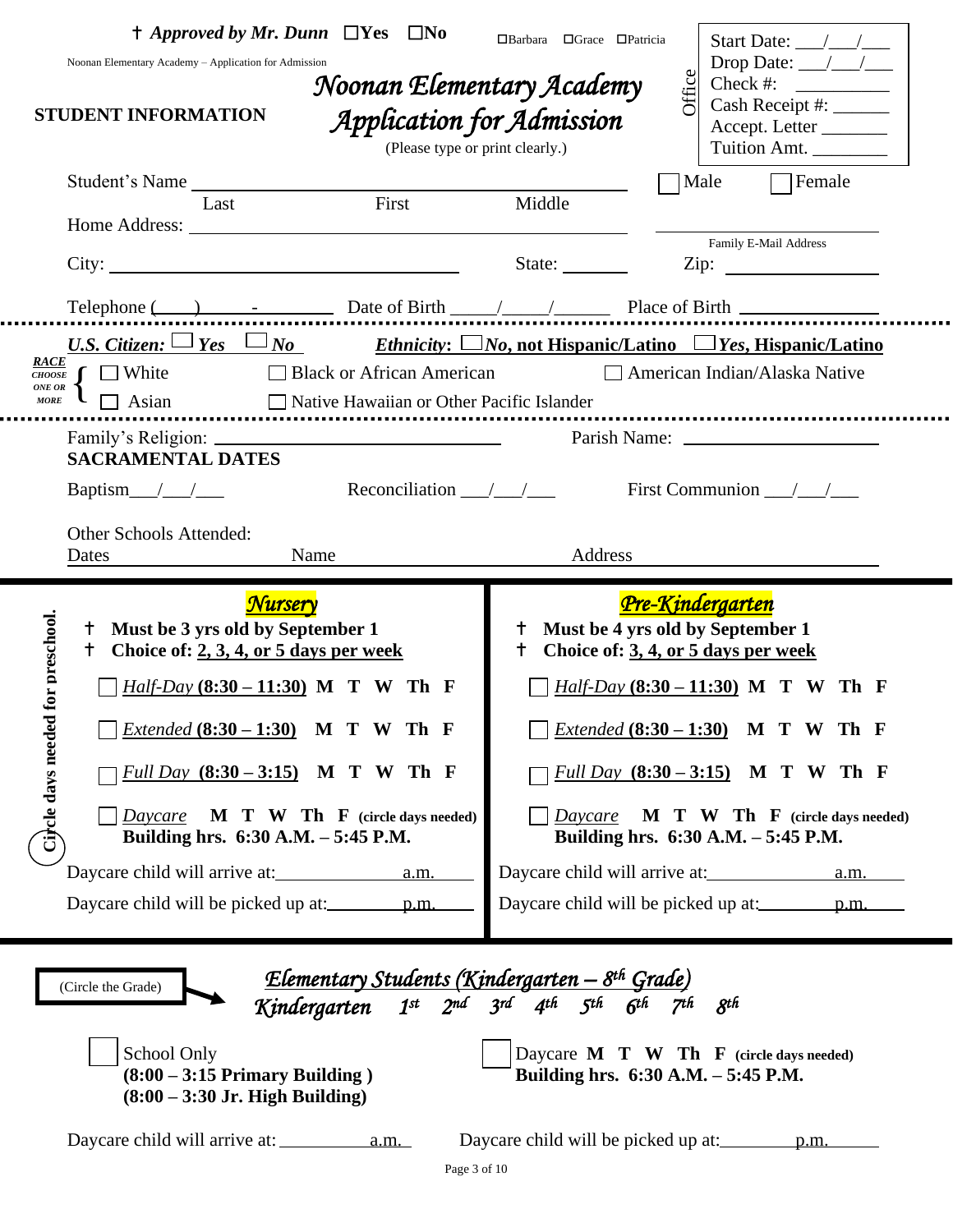† ***Approved by Mr. Dunn*** ☐Yes ☐No

☐Barbara ☐Grace ☐Patricia

Noonan Elementary Academy – Application for Admission

| Office | |
|---|---|
| Start Date: \_\_\_/\_\_\_/\_\_\_ | |
| Drop Date: \_\_\_/\_\_\_/\_\_\_ | |
| Check #: \_\_\_\_\_\_\_\_\_\_ | |
| Cash Receipt #: \_\_\_\_\_\_ | |
| Accept. Letter \_\_\_\_\_\_\_ | |
| Tuition Amt. \_\_\_\_\_\_\_\_ | |

**STUDENT INFORMATION**

# *Noonan Elementary Academy Application for Admission*

(Please type or print clearly.)

Student's Name \_\_\_\_\_\_\_\_\_\_\_\_\_\_\_\_\_\_\_\_\_\_\_\_\_\_\_\_\_\_\_\_\_\_\_\_\_\_\_\_\_\_\_\_ ☐ Male ☐ Female

Last First Middle

Home Address: \_\_\_\_\_\_\_\_\_\_\_\_\_\_\_\_\_\_\_\_\_\_\_\_\_\_\_\_\_\_\_\_\_\_\_\_\_\_\_\_ \_\_\_\_\_\_\_\_\_\_\_\_\_\_\_\_\_\_\_\_

Family E-Mail Address

City: \_\_\_\_\_\_\_\_\_\_\_\_\_\_\_\_\_\_\_\_\_\_\_\_\_\_\_\_ State: \_\_\_\_\_\_\_ Zip: \_\_\_\_\_\_\_\_\_\_\_\_\_\_

Telephone (\_\_\_\_) \_\_\_\_\_-\_\_\_\_\_\_\_\_\_ Date of Birth \_\_\_\_\_/\_\_\_\_\_/\_\_\_\_\_\_ Place of Birth \_\_\_\_\_\_\_\_\_\_\_\_\_\_\_

***U.S. Citizen:*** ☐ ***Yes*** ☐ ***No*** ***Ethnicity***: ☐***No, not Hispanic/Latino*** ☐***Yes, Hispanic/Latino***

***RACE CHOOSE ONE OR MORE*** ☐ White ☐ Black or African American ☐ American Indian/Alaska Native ☐ Asian ☐ Native Hawaiian or Other Pacific Islander

Family's Religion: \_\_\_\_\_\_\_\_\_\_\_\_\_\_\_\_\_\_\_\_\_\_\_\_\_\_ Parish Name: \_\_\_\_\_\_\_\_\_\_\_\_\_\_\_\_\_\_\_\_\_\_

**SACRAMENTAL DATES**

Baptism\_\_\_/\_\_\_/\_\_\_ Reconciliation \_\_\_/\_\_\_/\_\_\_ First Communion \_\_\_/\_\_\_/\_\_\_

Other Schools Attended:

Dates Name Address

Circle days needed for preschool.

## *Nursery*

- † **Must be 3 yrs old by September 1**
- † **Choice of: 2, 3, 4, or 5 days per week**

☐ *Half-Day* **(8:30 – 11:30) M T W Th F**

☐ *Extended* **(8:30 – 1:30) M T W Th F**

☐ *Full Day* **(8:30 – 3:15) M T W Th F**

☐ *Daycare* **M T W Th F (circle days needed)**
**Building hrs. 6:30 A.M. – 5:45 P.M.**

Daycare child will arrive at: \_\_\_\_\_\_\_\_\_\_\_\_\_\_ a.m.

Daycare child will be picked up at: \_\_\_\_\_\_\_\_ p.m.

## *Pre-Kindergarten*

- † **Must be 4 yrs old by September 1**
- † **Choice of: 3, 4, or 5 days per week**

☐ *Half-Day* **(8:30 – 11:30) M T W Th F**

☐ *Extended* **(8:30 – 1:30) M T W Th F**

☐ *Full Day* **(8:30 – 3:15) M T W Th F**

☐ *Daycare* **M T W Th F (circle days needed)**
**Building hrs. 6:30 A.M. – 5:45 P.M.**

Daycare child will arrive at: \_\_\_\_\_\_\_\_\_\_\_\_\_\_ a.m.

Daycare child will be picked up at: \_\_\_\_\_\_\_\_ p.m.

## *Elementary Students (Kindergarten – 8th Grade)*

(Circle the Grade) *Kindergarten 1st 2nd 3rd 4th 5th 6th 7th 8th*

☐ School Only
**(8:00 – 3:15 Primary Building )**
**(8:00 – 3:30 Jr. High Building)**

☐ Daycare **M T W Th F (circle days needed)**
**Building hrs. 6:30 A.M. – 5:45 P.M.**

Daycare child will arrive at: \_\_\_\_\_\_\_\_\_\_ a.m. Daycare child will be picked up at: \_\_\_\_\_\_\_\_ p.m.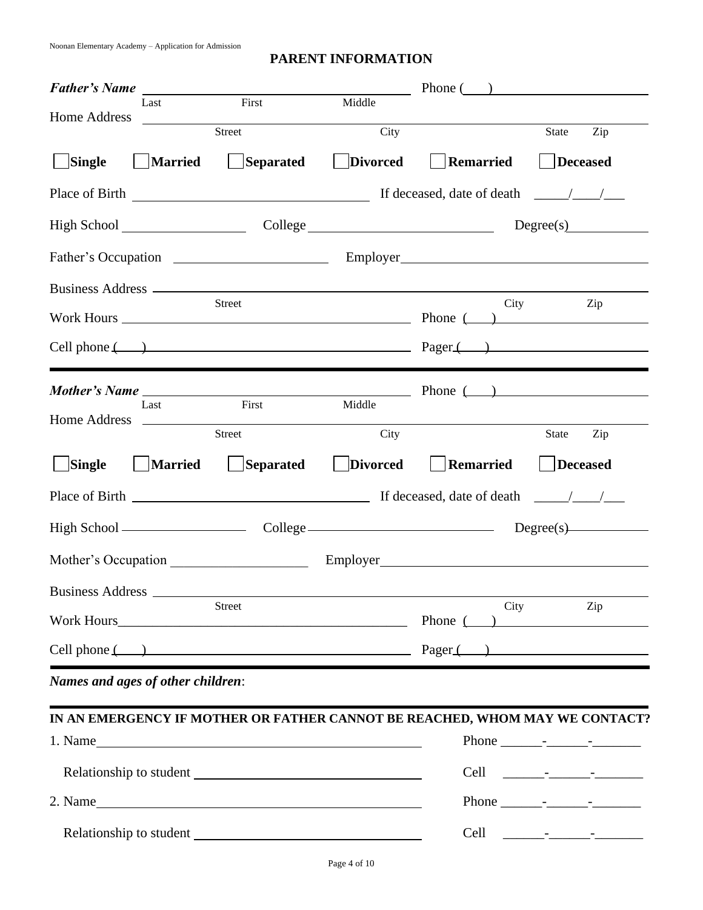## PARENT INFORMATION

***Father's Name*** \_\_\_\_\_\_\_\_\_\_\_\_\_\_\_\_\_\_\_\_\_\_\_\_\_\_\_\_\_\_\_\_\_\_\_\_\_\_ Phone (\_\_\_) \_\_\_\_\_\_\_\_\_\_\_\_\_\_\_\_\_\_\_\_

Last First Middle

Home Address \_\_\_\_\_\_\_\_\_\_\_\_\_\_\_\_\_\_\_\_\_\_\_\_\_\_\_\_\_\_\_\_\_\_\_\_\_\_\_\_\_\_\_\_\_\_\_\_\_\_\_\_\_\_\_\_\_\_\_\_

Street City State Zip

☐ **Single** ☐ **Married** ☐ **Separated** ☐ **Divorced** ☐ **Remarried** ☐ **Deceased**

Place of Birth \_\_\_\_\_\_\_\_\_\_\_\_\_\_\_\_\_\_\_\_\_\_\_\_\_\_\_\_\_\_ If deceased, date of death \_\_\_\_\_/\_\_\_\_/\_\_\_

High School \_\_\_\_\_\_\_\_\_\_\_\_\_\_\_\_ College \_\_\_\_\_\_\_\_\_\_\_\_\_\_\_\_\_\_\_\_\_\_\_\_ Degree(s)\_\_\_\_\_\_\_\_\_\_\_

Father's Occupation \_\_\_\_\_\_\_\_\_\_\_\_\_\_\_\_\_\_\_\_ Employer\_\_\_\_\_\_\_\_\_\_\_\_\_\_\_\_\_\_\_\_\_\_\_\_\_\_\_\_\_\_\_\_\_\_

Business Address \_\_\_\_\_\_\_\_\_\_\_\_\_\_\_\_\_\_\_\_\_\_\_\_\_\_\_\_\_\_\_\_\_\_\_\_\_\_\_\_\_\_\_\_\_\_\_\_\_\_\_\_\_\_\_\_\_\_\_\_

Street City Zip

Work Hours \_\_\_\_\_\_\_\_\_\_\_\_\_\_\_\_\_\_\_\_\_\_\_\_\_\_\_\_\_\_\_\_\_\_\_\_\_\_\_\_ Phone (\_\_\_) \_\_\_\_\_\_\_\_\_\_\_\_\_\_\_\_\_\_\_\_

Cell phone (\_\_\_) \_\_\_\_\_\_\_\_\_\_\_\_\_\_\_\_\_\_\_\_\_\_\_\_\_\_\_\_\_\_\_\_\_\_\_\_\_\_ Pager (\_\_\_) \_\_\_\_\_\_\_\_\_\_\_\_\_\_\_\_\_\_\_\_

---

***Mother's Name*** \_\_\_\_\_\_\_\_\_\_\_\_\_\_\_\_\_\_\_\_\_\_\_\_\_\_\_\_\_\_\_\_\_\_\_\_\_\_ Phone (\_\_\_) \_\_\_\_\_\_\_\_\_\_\_\_\_\_\_\_\_\_\_\_

Last First Middle

Home Address \_\_\_\_\_\_\_\_\_\_\_\_\_\_\_\_\_\_\_\_\_\_\_\_\_\_\_\_\_\_\_\_\_\_\_\_\_\_\_\_\_\_\_\_\_\_\_\_\_\_\_\_\_\_\_\_\_\_\_\_

Street City State Zip

☐ **Single** ☐ **Married** ☐ **Separated** ☐ **Divorced** ☐ **Remarried** ☐ **Deceased**

Place of Birth \_\_\_\_\_\_\_\_\_\_\_\_\_\_\_\_\_\_\_\_\_\_\_\_\_\_\_\_\_\_ If deceased, date of death \_\_\_\_\_/\_\_\_\_/\_\_\_

High School \_\_\_\_\_\_\_\_\_\_\_\_\_\_\_\_ College \_\_\_\_\_\_\_\_\_\_\_\_\_\_\_\_\_\_\_\_\_\_\_\_ Degree(s)\_\_\_\_\_\_\_\_\_\_\_

Mother's Occupation \_\_\_\_\_\_\_\_\_\_\_\_\_\_\_\_\_\_\_\_ Employer\_\_\_\_\_\_\_\_\_\_\_\_\_\_\_\_\_\_\_\_\_\_\_\_\_\_\_\_\_\_\_\_\_\_

Business Address \_\_\_\_\_\_\_\_\_\_\_\_\_\_\_\_\_\_\_\_\_\_\_\_\_\_\_\_\_\_\_\_\_\_\_\_\_\_\_\_\_\_\_\_\_\_\_\_\_\_\_\_\_\_\_\_\_\_\_\_

Street City Zip

Work Hours\_\_\_\_\_\_\_\_\_\_\_\_\_\_\_\_\_\_\_\_\_\_\_\_\_\_\_\_\_\_\_\_\_\_\_\_\_\_\_\_ Phone (\_\_\_) \_\_\_\_\_\_\_\_\_\_\_\_\_\_\_\_\_\_\_\_

Cell phone (\_\_\_) \_\_\_\_\_\_\_\_\_\_\_\_\_\_\_\_\_\_\_\_\_\_\_\_\_\_\_\_\_\_\_\_\_\_\_\_\_\_ Pager (\_\_\_) \_\_\_\_\_\_\_\_\_\_\_\_\_\_\_\_\_\_\_\_

---

***Names and ages of other children***:

---

**IN AN EMERGENCY IF MOTHER OR FATHER CANNOT BE REACHED, WHOM MAY WE CONTACT?**

1. Name\_\_\_\_\_\_\_\_\_\_\_\_\_\_\_\_\_\_\_\_\_\_\_\_\_\_\_\_\_\_\_\_\_\_\_\_\_\_\_\_\_\_\_\_ Phone \_\_\_\_\_\_-\_\_\_\_\_\_-\_\_\_\_\_\_\_

   Relationship to student \_\_\_\_\_\_\_\_\_\_\_\_\_\_\_\_\_\_\_\_\_\_\_\_\_\_\_\_\_\_ Cell \_\_\_\_\_\_-\_\_\_\_\_\_-\_\_\_\_\_\_\_

2. Name\_\_\_\_\_\_\_\_\_\_\_\_\_\_\_\_\_\_\_\_\_\_\_\_\_\_\_\_\_\_\_\_\_\_\_\_\_\_\_\_\_\_\_\_ Phone \_\_\_\_\_\_-\_\_\_\_\_\_-\_\_\_\_\_\_\_

   Relationship to student \_\_\_\_\_\_\_\_\_\_\_\_\_\_\_\_\_\_\_\_\_\_\_\_\_\_\_\_\_\_ Cell \_\_\_\_\_\_-\_\_\_\_\_\_-\_\_\_\_\_\_\_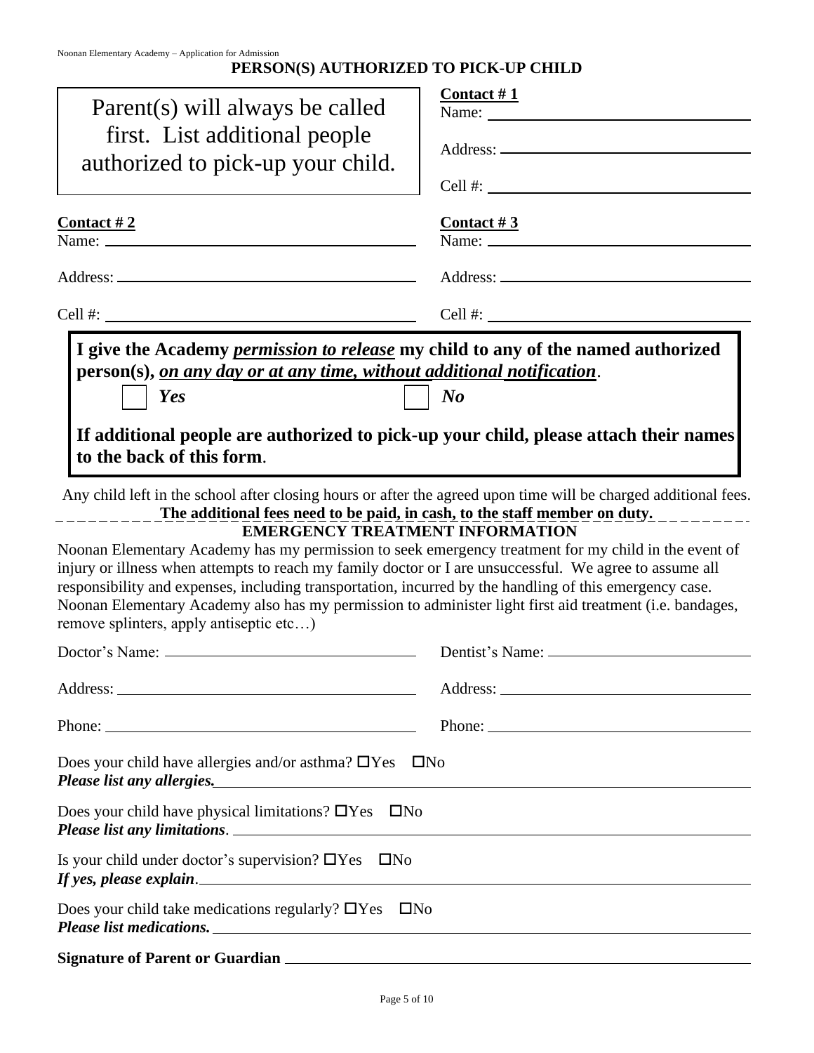## PERSON(S) AUTHORIZED TO PICK-UP CHILD

Parent(s) will always be called first. List additional people authorized to pick-up your child.

**Contact # 1**
Name: ______________________
Address: ______________________
Cell #: ______________________

**Contact # 2**
Name: ______________________
Address: ______________________
Cell #: ______________________

**Contact # 3**
Name: ______________________
Address: ______________________
Cell #: ______________________

**I give the Academy *permission to release* my child to any of the named authorized person(s), *on any day or at any time, without additional notification*.**

☐ ***Yes*** ☐ ***No***

**If additional people are authorized to pick-up your child, please attach their names to the back of this form.**

Any child left in the school after closing hours or after the agreed upon time will be charged additional fees. **The additional fees need to be paid, in cash, to the staff member on duty.**

## EMERGENCY TREATMENT INFORMATION

Noonan Elementary Academy has my permission to seek emergency treatment for my child in the event of injury or illness when attempts to reach my family doctor or I are unsuccessful. We agree to assume all responsibility and expenses, including transportation, incurred by the handling of this emergency case. Noonan Elementary Academy also has my permission to administer light first aid treatment (i.e. bandages, remove splinters, apply antiseptic etc…)

Doctor's Name: ______________________
Address: ______________________
Phone: ______________________

Dentist's Name: ______________________
Address: ______________________
Phone: ______________________

Does your child have allergies and/or asthma? ☐Yes ☐No
***Please list any allergies.*** ______________________

Does your child have physical limitations? ☐Yes ☐No
***Please list any limitations.*** ______________________

Is your child under doctor's supervision? ☐Yes ☐No
***If yes, please explain.*** ______________________

Does your child take medications regularly? ☐Yes ☐No
***Please list medications.*** ______________________

**Signature of Parent or Guardian** ______________________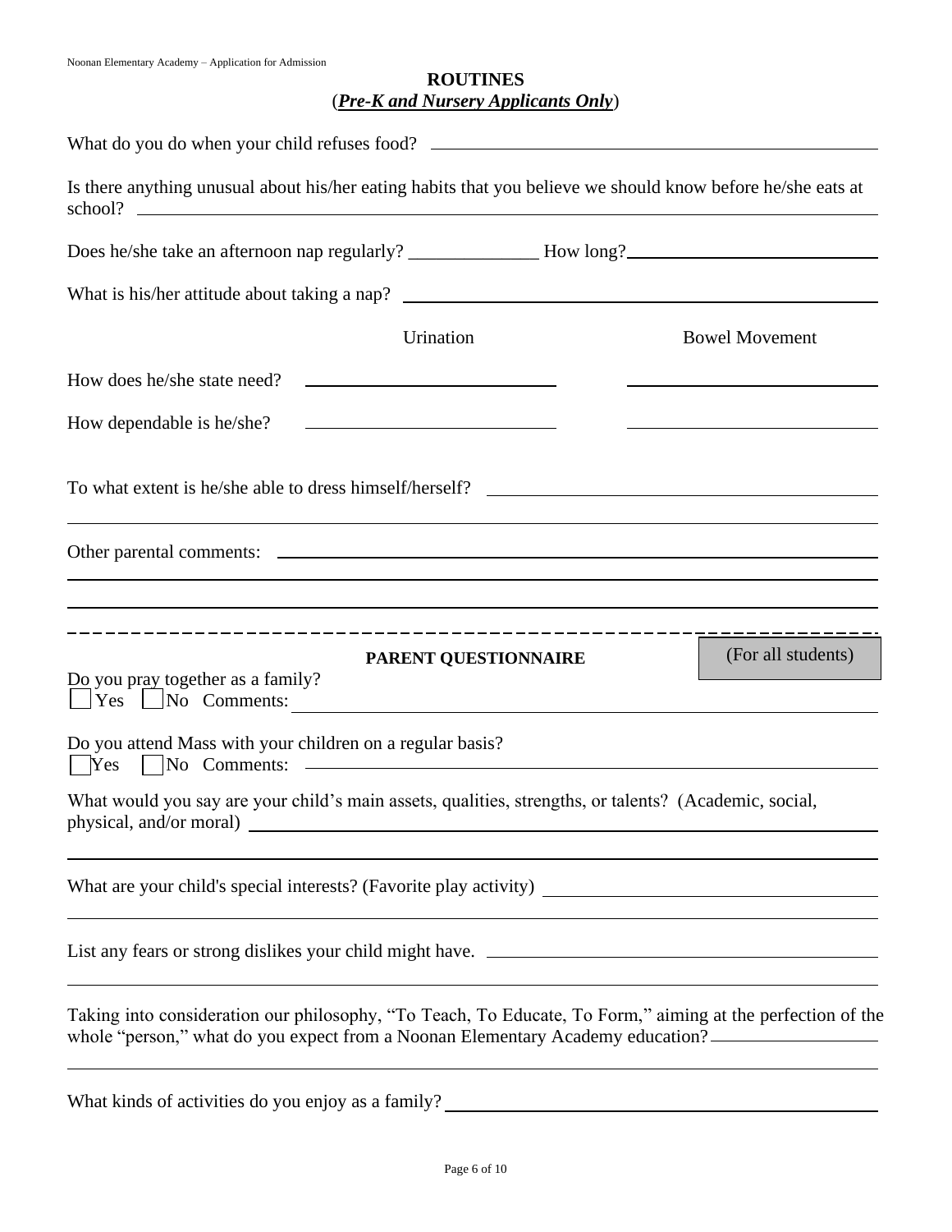## ROUTINES

(***Pre-K and Nursery Applicants Only***)

What do you do when your child refuses food? \_\_\_\_\_\_\_\_\_\_\_\_\_\_\_\_\_\_\_\_\_\_\_\_\_\_\_\_\_\_\_\_\_\_\_\_\_\_\_\_

Is there anything unusual about his/her eating habits that you believe we should know before he/she eats at school? \_\_\_\_\_\_\_\_\_\_\_\_\_\_\_\_\_\_\_\_\_\_\_\_\_\_\_\_\_\_\_\_\_\_\_\_\_\_\_\_

Does he/she take an afternoon nap regularly? \_\_\_\_\_\_\_\_\_\_\_\_\_\_ How long? \_\_\_\_\_\_\_\_\_\_\_\_\_\_\_\_\_\_\_\_

What is his/her attitude about taking a nap? \_\_\_\_\_\_\_\_\_\_\_\_\_\_\_\_\_\_\_\_\_\_\_\_\_\_\_\_\_\_\_\_\_\_\_\_\_\_\_\_

| | Urination | Bowel Movement |
|---|---|---|
| How does he/she state need? | \_\_\_\_\_\_\_\_\_\_\_\_\_\_\_\_\_\_\_\_ | \_\_\_\_\_\_\_\_\_\_\_\_\_\_\_\_\_\_\_\_ |
| How dependable is he/she? | \_\_\_\_\_\_\_\_\_\_\_\_\_\_\_\_\_\_\_\_ | \_\_\_\_\_\_\_\_\_\_\_\_\_\_\_\_\_\_\_\_ |

To what extent is he/she able to dress himself/herself? \_\_\_\_\_\_\_\_\_\_\_\_\_\_\_\_\_\_\_\_\_\_\_\_\_\_\_\_\_\_\_\_\_\_\_\_\_\_\_\_

Other parental comments: \_\_\_\_\_\_\_\_\_\_\_\_\_\_\_\_\_\_\_\_\_\_\_\_\_\_\_\_\_\_\_\_\_\_\_\_\_\_\_\_

---

## PARENT QUESTIONNAIRE

(For all students)

Do you pray together as a family?
☐ Yes ☐ No Comments: \_\_\_\_\_\_\_\_\_\_\_\_\_\_\_\_\_\_\_\_\_\_\_\_\_\_\_\_\_\_\_\_\_\_\_\_\_\_\_\_

Do you attend Mass with your children on a regular basis?
☐ Yes ☐ No Comments: \_\_\_\_\_\_\_\_\_\_\_\_\_\_\_\_\_\_\_\_\_\_\_\_\_\_\_\_\_\_\_\_\_\_\_\_\_\_\_\_

What would you say are your child's main assets, qualities, strengths, or talents? (Academic, social, physical, and/or moral) \_\_\_\_\_\_\_\_\_\_\_\_\_\_\_\_\_\_\_\_\_\_\_\_\_\_\_\_\_\_\_\_\_\_\_\_\_\_\_\_

What are your child's special interests? (Favorite play activity) \_\_\_\_\_\_\_\_\_\_\_\_\_\_\_\_\_\_\_\_\_\_\_\_\_\_\_\_\_\_\_\_\_\_\_\_\_\_\_\_

List any fears or strong dislikes your child might have. \_\_\_\_\_\_\_\_\_\_\_\_\_\_\_\_\_\_\_\_\_\_\_\_\_\_\_\_\_\_\_\_\_\_\_\_\_\_\_\_

Taking into consideration our philosophy, "To Teach, To Educate, To Form," aiming at the perfection of the whole "person," what do you expect from a Noonan Elementary Academy education? \_\_\_\_\_\_\_\_\_\_\_\_\_\_\_\_\_\_\_\_\_\_\_\_\_\_\_\_\_\_\_\_\_\_\_\_\_\_\_\_

What kinds of activities do you enjoy as a family? \_\_\_\_\_\_\_\_\_\_\_\_\_\_\_\_\_\_\_\_\_\_\_\_\_\_\_\_\_\_\_\_\_\_\_\_\_\_\_\_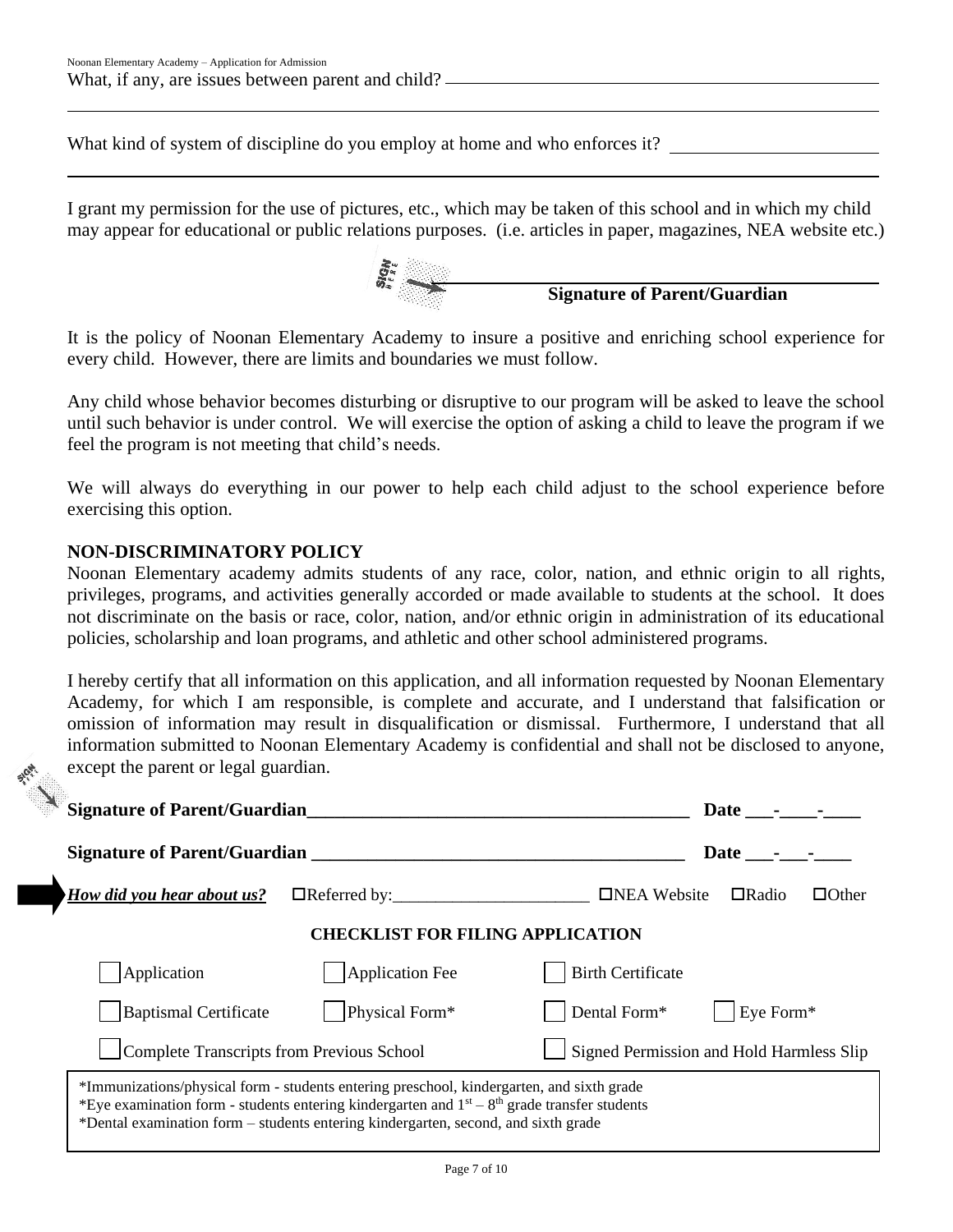What, if any, are issues between parent and child? ________________________________________________

______________________________________________________________________________

What kind of system of discipline do you employ at home and who enforces it? ______________________

______________________________________________________________________________

I grant my permission for the use of pictures, etc., which may be taken of this school and in which my child may appear for educational or public relations purposes. (i.e. articles in paper, magazines, NEA website etc.)

______________________________________
**Signature of Parent/Guardian**

It is the policy of Noonan Elementary Academy to insure a positive and enriching school experience for every child. However, there are limits and boundaries we must follow.

Any child whose behavior becomes disturbing or disruptive to our program will be asked to leave the school until such behavior is under control. We will exercise the option of asking a child to leave the program if we feel the program is not meeting that child's needs.

We will always do everything in our power to help each child adjust to the school experience before exercising this option.

**NON-DISCRIMINATORY POLICY**

Noonan Elementary academy admits students of any race, color, nation, and ethnic origin to all rights, privileges, programs, and activities generally accorded or made available to students at the school. It does not discriminate on the basis or race, color, nation, and/or ethnic origin in administration of its educational policies, scholarship and loan programs, and athletic and other school administered programs.

I hereby certify that all information on this application, and all information requested by Noonan Elementary Academy, for which I am responsible, is complete and accurate, and I understand that falsification or omission of information may result in disqualification or dismissal. Furthermore, I understand that all information submitted to Noonan Elementary Academy is confidential and shall not be disclosed to anyone, except the parent or legal guardian.

**Signature of Parent/Guardian**__________________________________________ **Date** ___-____-____

**Signature of Parent/Guardian** __________________________________________ **Date** ___-___-____

***How did you hear about us?*** ☐Referred by:_______________________ ☐NEA Website ☐Radio ☐Other

**CHECKLIST FOR FILING APPLICATION**

- ☐ Application
- ☐ Application Fee
- ☐ Birth Certificate
- ☐ Baptismal Certificate
- ☐ Physical Form*
- ☐ Dental Form*
- ☐ Eye Form*
- ☐ Complete Transcripts from Previous School
- ☐ Signed Permission and Hold Harmless Slip

*Immunizations/physical form - students entering preschool, kindergarten, and sixth grade
*Eye examination form - students entering kindergarten and 1st – 8th grade transfer students
*Dental examination form – students entering kindergarten, second, and sixth grade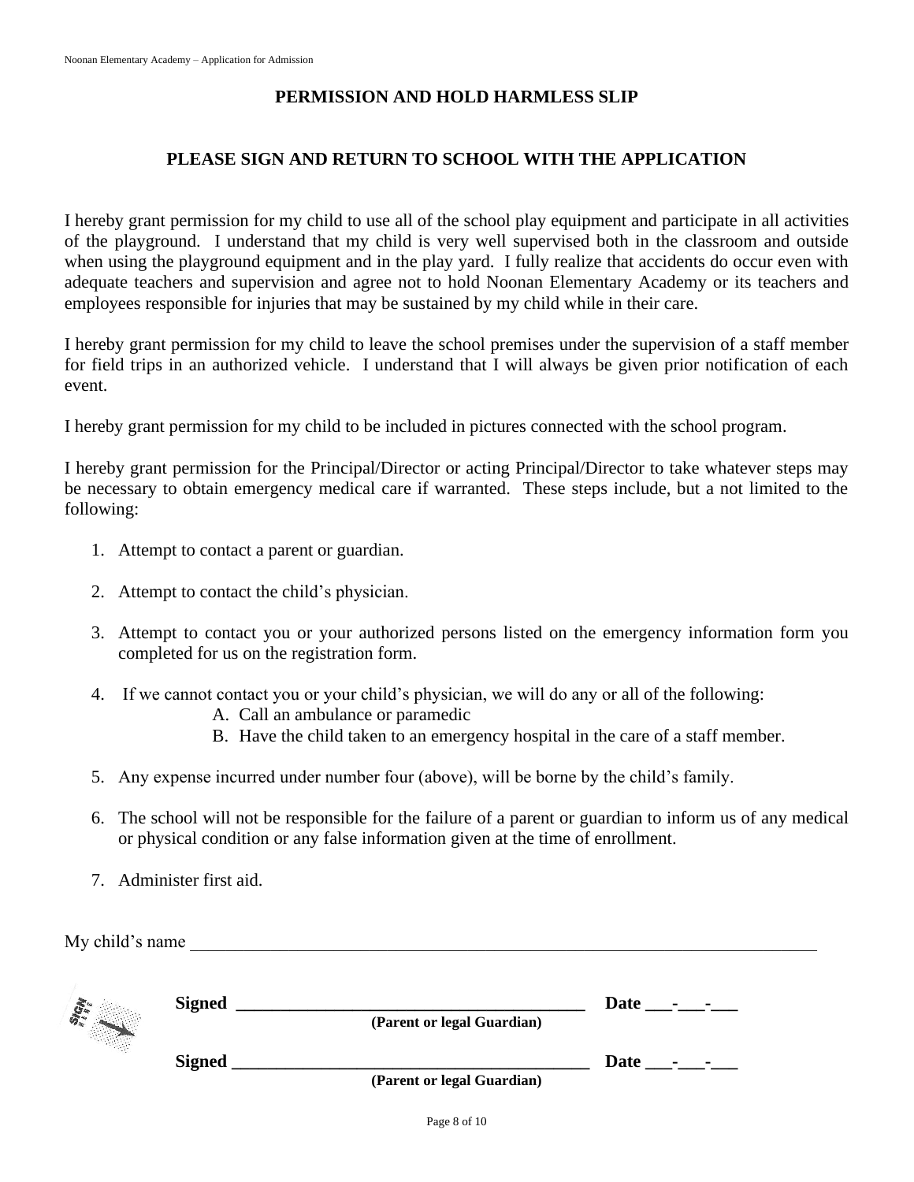## PERMISSION AND HOLD HARMLESS SLIP

## PLEASE SIGN AND RETURN TO SCHOOL WITH THE APPLICATION

I hereby grant permission for my child to use all of the school play equipment and participate in all activities of the playground. I understand that my child is very well supervised both in the classroom and outside when using the playground equipment and in the play yard. I fully realize that accidents do occur even with adequate teachers and supervision and agree not to hold Noonan Elementary Academy or its teachers and employees responsible for injuries that may be sustained by my child while in their care.

I hereby grant permission for my child to leave the school premises under the supervision of a staff member for field trips in an authorized vehicle. I understand that I will always be given prior notification of each event.

I hereby grant permission for my child to be included in pictures connected with the school program.

I hereby grant permission for the Principal/Director or acting Principal/Director to take whatever steps may be necessary to obtain emergency medical care if warranted. These steps include, but a not limited to the following:

1. Attempt to contact a parent or guardian.
2. Attempt to contact the child's physician.
3. Attempt to contact you or your authorized persons listed on the emergency information form you completed for us on the registration form.
4. If we cannot contact you or your child's physician, we will do any or all of the following:
   A. Call an ambulance or paramedic
   B. Have the child taken to an emergency hospital in the care of a staff member.
5. Any expense incurred under number four (above), will be borne by the child's family.
6. The school will not be responsible for the failure of a parent or guardian to inform us of any medical or physical condition or any false information given at the time of enrollment.
7. Administer first aid.

My child's name ___________________________________________________________________________

**Signed** ________________________________________ **Date** ___-___-___
**(Parent or legal Guardian)**

**Signed** _________________________________________ **Date** ___-___-___
**(Parent or legal Guardian)**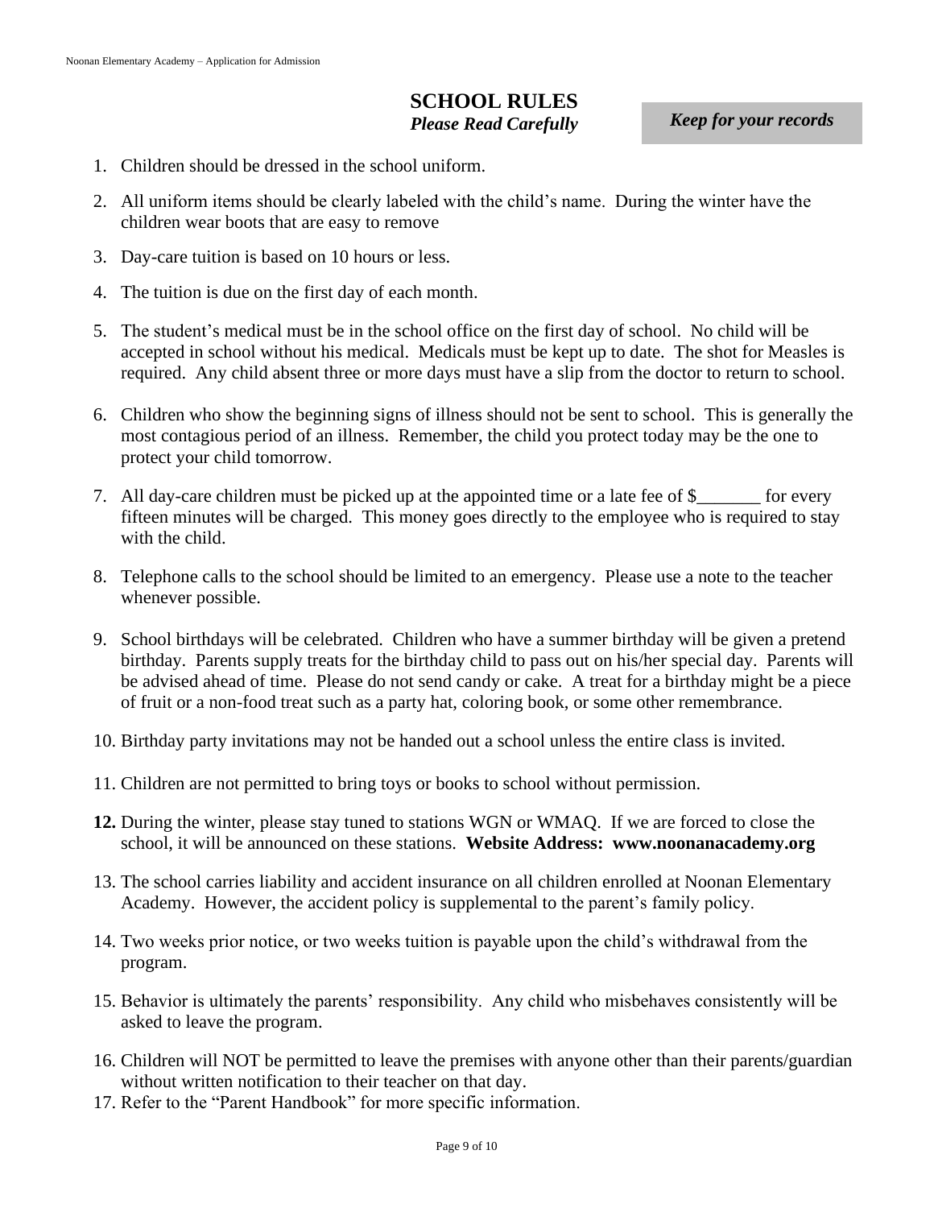# SCHOLOOL RULES

# SCHOOL RULES

***Please Read Carefully***

***Keep for your records***

1. Children should be dressed in the school uniform.
2. All uniform items should be clearly labeled with the child's name. During the winter have the children wear boots that are easy to remove
3. Day-care tuition is based on 10 hours or less.
4. The tuition is due on the first day of each month.
5. The student's medical must be in the school office on the first day of school. No child will be accepted in school without his medical. Medicals must be kept up to date. The shot for Measles is required. Any child absent three or more days must have a slip from the doctor to return to school.
6. Children who show the beginning signs of illness should not be sent to school. This is generally the most contagious period of an illness. Remember, the child you protect today may be the one to protect your child tomorrow.
7. All day-care children must be picked up at the appointed time or a late fee of $_______ for every fifteen minutes will be charged. This money goes directly to the employee who is required to stay with the child.
8. Telephone calls to the school should be limited to an emergency. Please use a note to the teacher whenever possible.
9. School birthdays will be celebrated. Children who have a summer birthday will be given a pretend birthday. Parents supply treats for the birthday child to pass out on his/her special day. Parents will be advised ahead of time. Please do not send candy or cake. A treat for a birthday might be a piece of fruit or a non-food treat such as a party hat, coloring book, or some other remembrance.
10. Birthday party invitations may not be handed out a school unless the entire class is invited.
11. Children are not permitted to bring toys or books to school without permission.
12. During the winter, please stay tuned to stations WGN or WMAQ. If we are forced to close the school, it will be announced on these stations. **Website Address: www.noonanacademy.org**
13. The school carries liability and accident insurance on all children enrolled at Noonan Elementary Academy. However, the accident policy is supplemental to the parent's family policy.
14. Two weeks prior notice, or two weeks tuition is payable upon the child's withdrawal from the program.
15. Behavior is ultimately the parents' responsibility. Any child who misbehaves consistently will be asked to leave the program.
16. Children will NOT be permitted to leave the premises with anyone other than their parents/guardian without written notification to their teacher on that day.
17. Refer to the "Parent Handbook" for more specific information.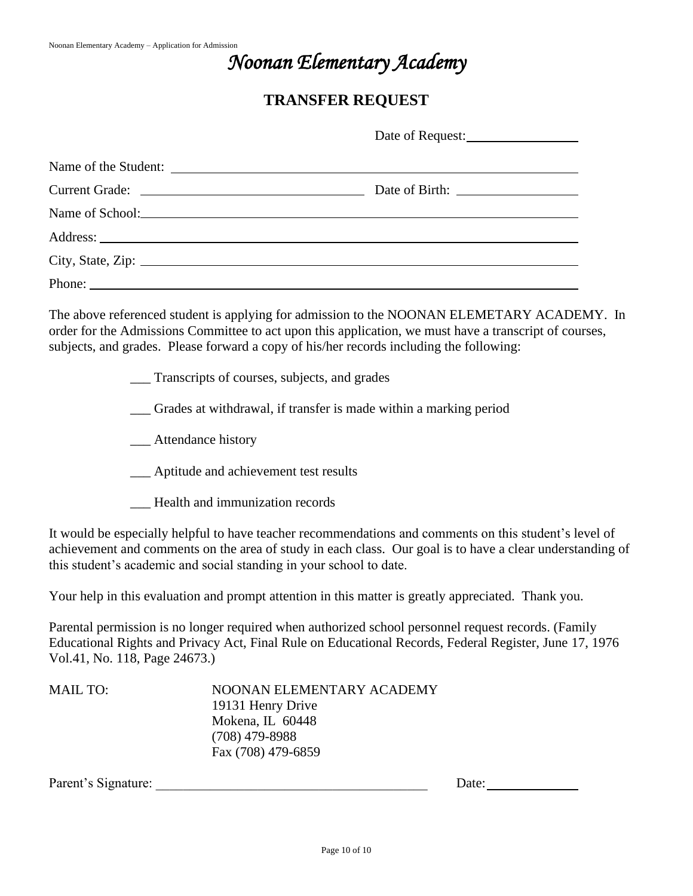# *Noonan Elementary Academy*

## TRANSFER REQUEST

Date of Request: ________________

Name of the Student: ________________________________________________

Current Grade: ____________________________ Date of Birth: ________________

Name of School: ________________________________________________

Address: ________________________________________________

City, State, Zip: ________________________________________________

Phone: ________________________________________________

The above referenced student is applying for admission to the NOONAN ELEMETARY ACADEMY. In order for the Admissions Committee to act upon this application, we must have a transcript of courses, subjects, and grades. Please forward a copy of his/her records including the following:

___ Transcripts of courses, subjects, and grades

___ Grades at withdrawal, if transfer is made within a marking period

___ Attendance history

___ Aptitude and achievement test results

___ Health and immunization records

It would be especially helpful to have teacher recommendations and comments on this student's level of achievement and comments on the area of study in each class. Our goal is to have a clear understanding of this student's academic and social standing in your school to date.

Your help in this evaluation and prompt attention in this matter is greatly appreciated. Thank you.

Parental permission is no longer required when authorized school personnel request records. (Family Educational Rights and Privacy Act, Final Rule on Educational Records, Federal Register, June 17, 1976 Vol.41, No. 118, Page 24673.)

MAIL TO:

NOONAN ELEMENTARY ACADEMY
19131 Henry Drive
Mokena, IL 60448
(708) 479-8988
Fax (708) 479-6859

Parent's Signature: ________________________________ Date: ____________